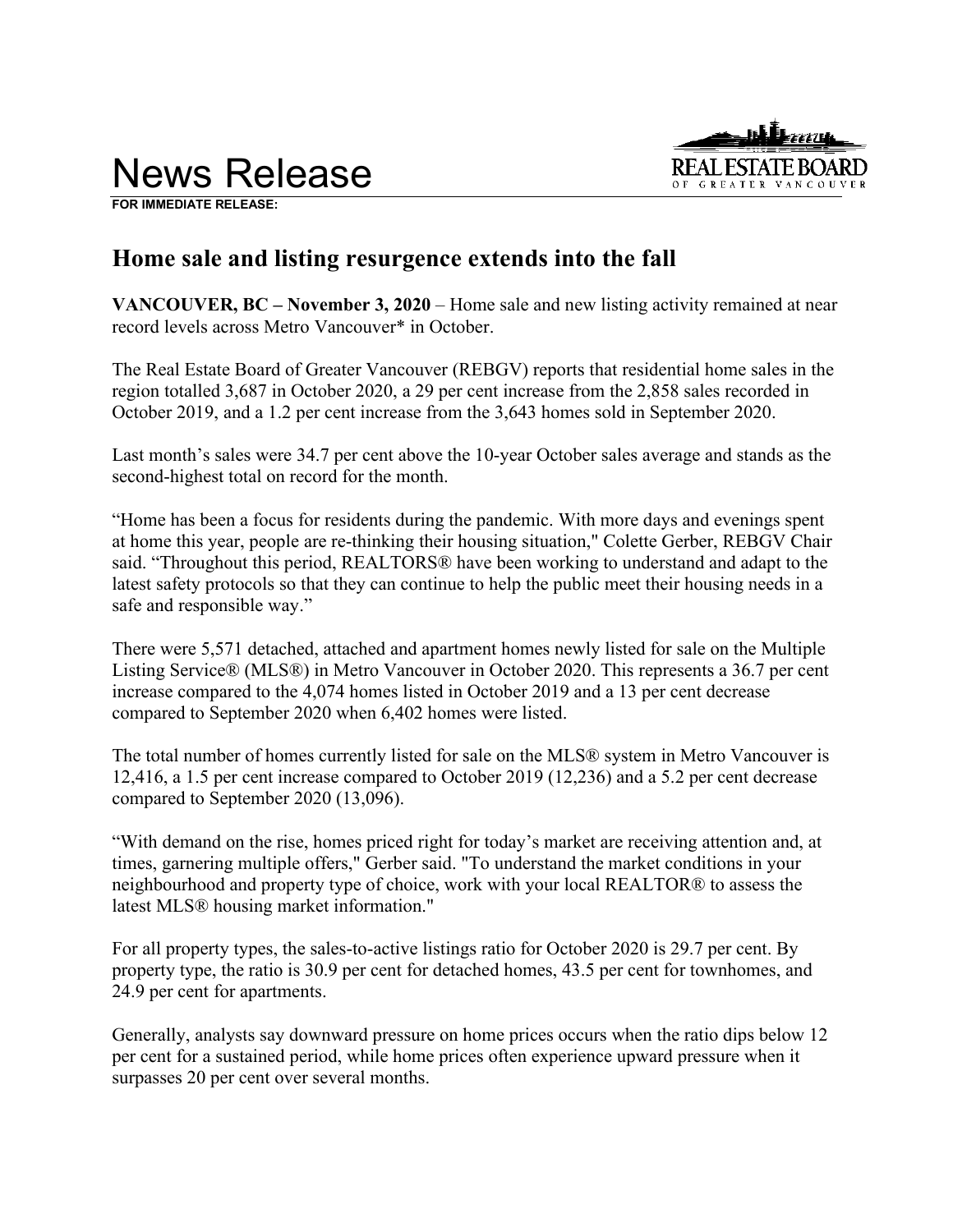# News Release

**FOR IMMEDIATE RELEASE:**

## Home sale and listing resurgence extends into the fall

**VANCOUVER, BC – November 3, 2020** – Home sale and new listing activity remained at near record levels across Metro Vancouver* in October.

The Real Estate Board of Greater Vancouver (REBGV) reports that residential home sales in the region totalled 3,687 in October 2020, a 29 per cent increase from the 2,858 sales recorded in October 2019, and a 1.2 per cent increase from the 3,643 homes sold in September 2020.

Last month's sales were 34.7 per cent above the 10-year October sales average and stands as the second-highest total on record for the month.

"Home has been a focus for residents during the pandemic. With more days and evenings spent at home this year, people are re-thinking their housing situation," Colette Gerber, REBGV Chair said. "Throughout this period, REALTORS® have been working to understand and adapt to the latest safety protocols so that they can continue to help the public meet their housing needs in a safe and responsible way."

There were 5,571 detached, attached and apartment homes newly listed for sale on the Multiple Listing Service® (MLS®) in Metro Vancouver in October 2020. This represents a 36.7 per cent increase compared to the 4,074 homes listed in October 2019 and a 13 per cent decrease compared to September 2020 when 6,402 homes were listed.

The total number of homes currently listed for sale on the MLS® system in Metro Vancouver is 12,416, a 1.5 per cent increase compared to October 2019 (12,236) and a 5.2 per cent decrease compared to September 2020 (13,096).

"With demand on the rise, homes priced right for today's market are receiving attention and, at times, garnering multiple offers," Gerber said. "To understand the market conditions in your neighbourhood and property type of choice, work with your local REALTOR® to assess the latest MLS® housing market information."

For all property types, the sales-to-active listings ratio for October 2020 is 29.7 per cent. By property type, the ratio is 30.9 per cent for detached homes, 43.5 per cent for townhomes, and 24.9 per cent for apartments.

Generally, analysts say downward pressure on home prices occurs when the ratio dips below 12 per cent for a sustained period, while home prices often experience upward pressure when it surpasses 20 per cent over several months.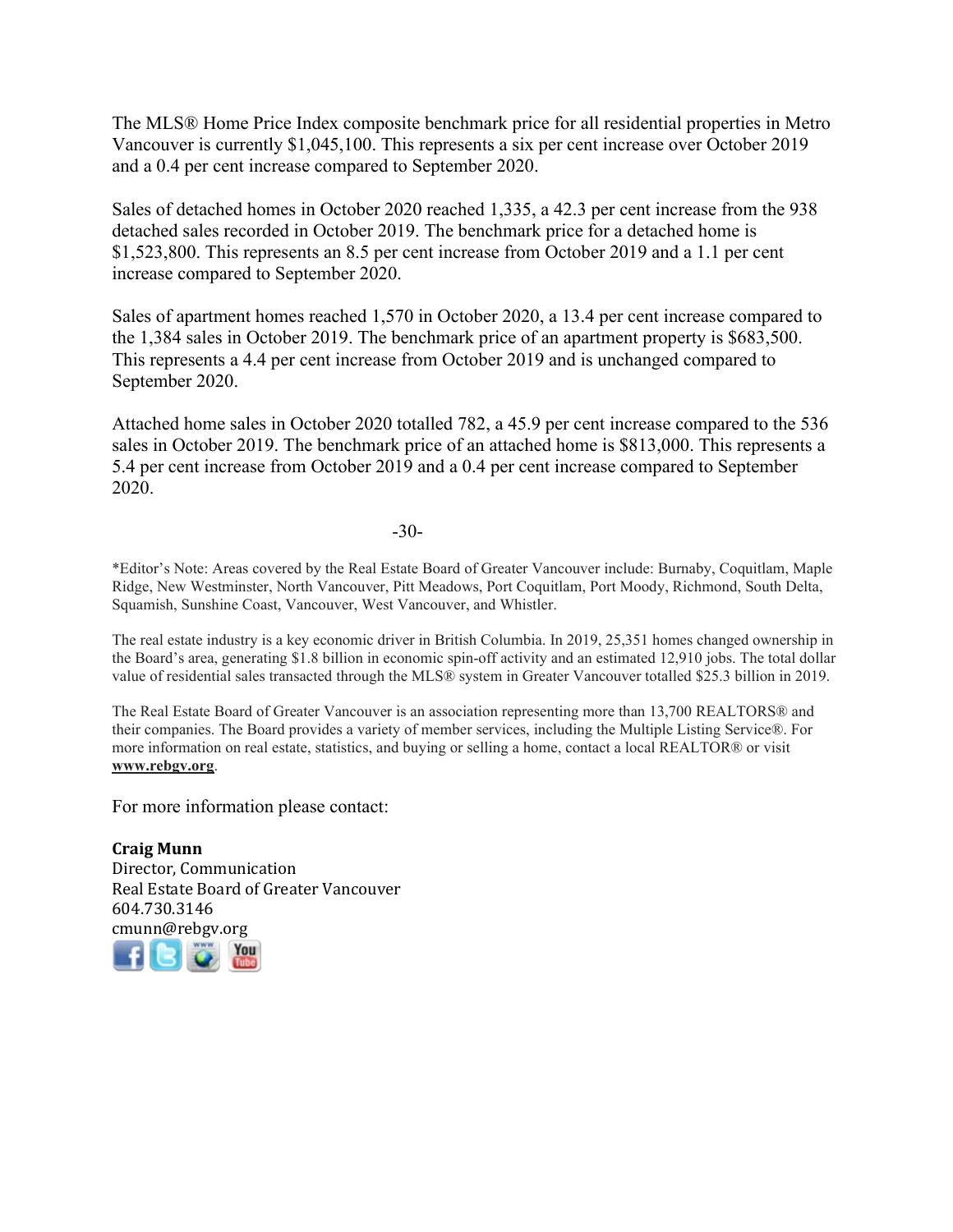The MLS® Home Price Index composite benchmark price for all residential properties in Metro Vancouver is currently $1,045,100. This represents a six per cent increase over October 2019 and a 0.4 per cent increase compared to September 2020.

Sales of detached homes in October 2020 reached 1,335, a 42.3 per cent increase from the 938 detached sales recorded in October 2019. The benchmark price for a detached home is $1,523,800. This represents an 8.5 per cent increase from October 2019 and a 1.1 per cent increase compared to September 2020.

Sales of apartment homes reached 1,570 in October 2020, a 13.4 per cent increase compared to the 1,384 sales in October 2019. The benchmark price of an apartment property is $683,500. This represents a 4.4 per cent increase from October 2019 and is unchanged compared to September 2020.

Attached home sales in October 2020 totalled 782, a 45.9 per cent increase compared to the 536 sales in October 2019. The benchmark price of an attached home is $813,000. This represents a 5.4 per cent increase from October 2019 and a 0.4 per cent increase compared to September 2020.

-30-

*Editor's Note: Areas covered by the Real Estate Board of Greater Vancouver include: Burnaby, Coquitlam, Maple Ridge, New Westminster, North Vancouver, Pitt Meadows, Port Coquitlam, Port Moody, Richmond, South Delta, Squamish, Sunshine Coast, Vancouver, West Vancouver, and Whistler.

The real estate industry is a key economic driver in British Columbia. In 2019, 25,351 homes changed ownership in the Board's area, generating $1.8 billion in economic spin-off activity and an estimated 12,910 jobs. The total dollar value of residential sales transacted through the MLS® system in Greater Vancouver totalled $25.3 billion in 2019.

The Real Estate Board of Greater Vancouver is an association representing more than 13,700 REALTORS® and their companies. The Board provides a variety of member services, including the Multiple Listing Service®. For more information on real estate, statistics, and buying or selling a home, contact a local REALTOR® or visit **www.rebgv.org**.

For more information please contact:

**Craig Munn**
Director, Communication
Real Estate Board of Greater Vancouver
604.730.3146
cmunn@rebgv.org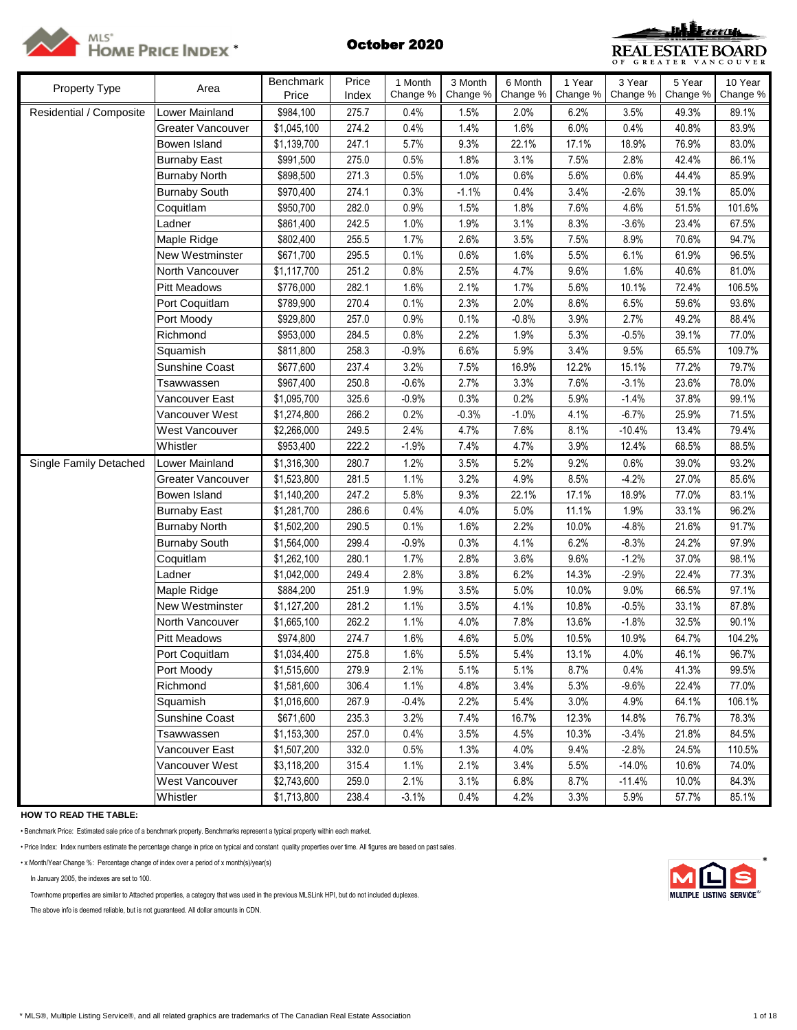MLS® HOME PRICE INDEX *

**October 2020**

REAL ESTATE BOARD OF GREATER VANCOUVER

| Property Type | Area | Benchmark Price | Price Index | 1 Month Change % | 3 Month Change % | 6 Month Change % | 1 Year Change % | 3 Year Change % | 5 Year Change % | 10 Year Change % |
|---|---|---|---|---|---|---|---|---|---|---|
| Residential / Composite | Lower Mainland | $984,100 | 275.7 | 0.4% | 1.5% | 2.0% | 6.2% | 3.5% | 49.3% | 89.1% |
| | Greater Vancouver | $1,045,100 | 274.2 | 0.4% | 1.4% | 1.6% | 6.0% | 0.4% | 40.8% | 83.9% |
| | Bowen Island | $1,139,700 | 247.1 | 5.7% | 9.3% | 22.1% | 17.1% | 18.9% | 76.9% | 83.0% |
| | Burnaby East | $991,500 | 275.0 | 0.5% | 1.8% | 3.1% | 7.5% | 2.8% | 42.4% | 86.1% |
| | Burnaby North | $898,500 | 271.3 | 0.5% | 1.0% | 0.6% | 5.6% | 0.6% | 44.4% | 85.9% |
| | Burnaby South | $970,400 | 274.1 | 0.3% | -1.1% | 0.4% | 3.4% | -2.6% | 39.1% | 85.0% |
| | Coquitlam | $950,700 | 282.0 | 0.9% | 1.5% | 1.8% | 7.6% | 4.6% | 51.5% | 101.6% |
| | Ladner | $861,400 | 242.5 | 1.0% | 1.9% | 3.1% | 8.3% | -3.6% | 23.4% | 67.5% |
| | Maple Ridge | $802,400 | 255.5 | 1.7% | 2.6% | 3.5% | 7.5% | 8.9% | 70.6% | 94.7% |
| | New Westminster | $671,700 | 295.5 | 0.1% | 0.6% | 1.6% | 5.5% | 6.1% | 61.9% | 96.5% |
| | North Vancouver | $1,117,700 | 251.2 | 0.8% | 2.5% | 4.7% | 9.6% | 1.6% | 40.6% | 81.0% |
| | Pitt Meadows | $776,000 | 282.1 | 1.6% | 2.1% | 1.7% | 5.6% | 10.1% | 72.4% | 106.5% |
| | Port Coquitlam | $789,900 | 270.4 | 0.1% | 2.3% | 2.0% | 8.6% | 6.5% | 59.6% | 93.6% |
| | Port Moody | $929,800 | 257.0 | 0.9% | 0.1% | -0.8% | 3.9% | 2.7% | 49.2% | 88.4% |
| | Richmond | $953,000 | 284.5 | 0.8% | 2.2% | 1.9% | 5.3% | -0.5% | 39.1% | 77.0% |
| | Squamish | $811,800 | 258.3 | -0.9% | 6.6% | 5.9% | 3.4% | 9.5% | 65.5% | 109.7% |
| | Sunshine Coast | $677,600 | 237.4 | 3.2% | 7.5% | 16.9% | 12.2% | 15.1% | 77.2% | 79.7% |
| | Tsawwassen | $967,400 | 250.8 | -0.6% | 2.7% | 3.3% | 7.6% | -3.1% | 23.6% | 78.0% |
| | Vancouver East | $1,095,700 | 325.6 | -0.9% | 0.3% | 0.2% | 5.9% | -1.4% | 37.8% | 99.1% |
| | Vancouver West | $1,274,800 | 266.2 | 0.2% | -0.3% | -1.0% | 4.1% | -6.7% | 25.9% | 71.5% |
| | West Vancouver | $2,266,000 | 249.5 | 2.4% | 4.7% | 7.6% | 8.1% | -10.4% | 13.4% | 79.4% |
| | Whistler | $953,400 | 222.2 | -1.9% | 7.4% | 4.7% | 3.9% | 12.4% | 68.5% | 88.5% |
| Single Family Detached | Lower Mainland | $1,316,300 | 280.7 | 1.2% | 3.5% | 5.2% | 9.2% | 0.6% | 39.0% | 93.2% |
| | Greater Vancouver | $1,523,800 | 281.5 | 1.1% | 3.2% | 4.9% | 8.5% | -4.2% | 27.0% | 85.6% |
| | Bowen Island | $1,140,200 | 247.2 | 5.8% | 9.3% | 22.1% | 17.1% | 18.9% | 77.0% | 83.1% |
| | Burnaby East | $1,281,700 | 286.6 | 0.4% | 4.0% | 5.0% | 11.1% | 1.9% | 33.1% | 96.2% |
| | Burnaby North | $1,502,200 | 290.5 | 0.1% | 1.6% | 2.2% | 10.0% | -4.8% | 21.6% | 91.7% |
| | Burnaby South | $1,564,000 | 299.4 | -0.9% | 0.3% | 4.1% | 6.2% | -8.3% | 24.2% | 97.9% |
| | Coquitlam | $1,262,100 | 280.1 | 1.7% | 2.8% | 3.6% | 9.6% | -1.2% | 37.0% | 98.1% |
| | Ladner | $1,042,000 | 249.4 | 2.8% | 3.8% | 6.2% | 14.3% | -2.9% | 22.4% | 77.3% |
| | Maple Ridge | $884,200 | 251.9 | 1.9% | 3.5% | 5.0% | 10.0% | 9.0% | 66.5% | 97.1% |
| | New Westminster | $1,127,200 | 281.2 | 1.1% | 3.5% | 4.1% | 10.8% | -0.5% | 33.1% | 87.8% |
| | North Vancouver | $1,665,100 | 262.2 | 1.1% | 4.0% | 7.8% | 13.6% | -1.8% | 32.5% | 90.1% |
| | Pitt Meadows | $974,800 | 274.7 | 1.6% | 4.6% | 5.0% | 10.5% | 10.9% | 64.7% | 104.2% |
| | Port Coquitlam | $1,034,400 | 275.8 | 1.6% | 5.5% | 5.4% | 13.1% | 4.0% | 46.1% | 96.7% |
| | Port Moody | $1,515,600 | 279.9 | 2.1% | 5.1% | 5.1% | 8.7% | 0.4% | 41.3% | 99.5% |
| | Richmond | $1,581,600 | 306.4 | 1.1% | 4.8% | 3.4% | 5.3% | -9.6% | 22.4% | 77.0% |
| | Squamish | $1,016,600 | 267.9 | -0.4% | 2.2% | 5.4% | 3.0% | 4.9% | 64.1% | 106.1% |
| | Sunshine Coast | $671,600 | 235.3 | 3.2% | 7.4% | 16.7% | 12.3% | 14.8% | 76.7% | 78.3% |
| | Tsawwassen | $1,153,300 | 257.0 | 0.4% | 3.5% | 4.5% | 10.3% | -3.4% | 21.8% | 84.5% |
| | Vancouver East | $1,507,200 | 332.0 | 0.5% | 1.3% | 4.0% | 9.4% | -2.8% | 24.5% | 110.5% |
| | Vancouver West | $3,118,200 | 315.4 | 1.1% | 2.1% | 3.4% | 5.5% | -14.0% | 10.6% | 74.0% |
| | West Vancouver | $2,743,600 | 259.0 | 2.1% | 3.1% | 6.8% | 8.7% | -11.4% | 10.0% | 84.3% |
| | Whistler | $1,713,800 | 238.4 | -3.1% | 0.4% | 4.2% | 3.3% | 5.9% | 57.7% | 85.1% |

**HOW TO READ THE TABLE:**

• Benchmark Price: Estimated sale price of a benchmark property. Benchmarks represent a typical property within each market.

• Price Index: Index numbers estimate the percentage change in price on typical and constant quality properties over time. All figures are based on past sales.

• x Month/Year Change %: Percentage change of index over a period of x month(s)/year(s)

In January 2005, the indexes are set to 100.

Townhome properties are similar to Attached properties, a category that was used in the previous MLSLink HPI, but do not included duplexes.

The above info is deemed reliable, but is not guaranteed. All dollar amounts in CDN.

* MLS®, Multiple Listing Service®, and all related graphics are trademarks of The Canadian Real Estate Association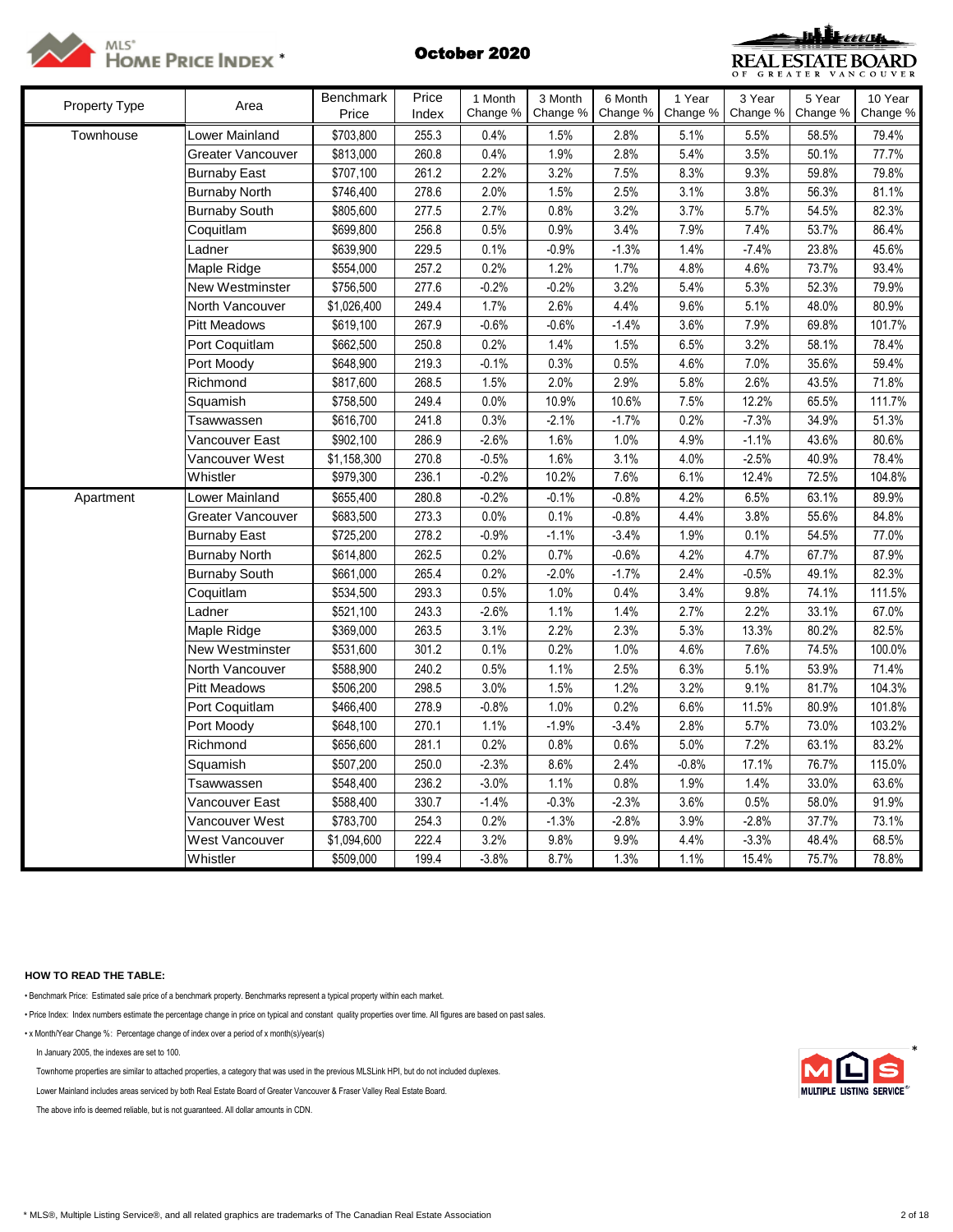# MLS® HOME PRICE INDEX *

## October 2020

REAL ESTATE BOARD OF GREATER VANCOUVER

| Property Type | Area | Benchmark Price | Price Index | 1 Month Change % | 3 Month Change % | 6 Month Change % | 1 Year Change % | 3 Year Change % | 5 Year Change % | 10 Year Change % |
|---|---|---|---|---|---|---|---|---|---|---|
| Townhouse | Lower Mainland | $703,800 | 255.3 | 0.4% | 1.5% | 2.8% | 5.1% | 5.5% | 58.5% | 79.4% |
| | Greater Vancouver | $813,000 | 260.8 | 0.4% | 1.9% | 2.8% | 5.4% | 3.5% | 50.1% | 77.7% |
| | Burnaby East | $707,100 | 261.2 | 2.2% | 3.2% | 7.5% | 8.3% | 9.3% | 59.8% | 79.8% |
| | Burnaby North | $746,400 | 278.6 | 2.0% | 1.5% | 2.5% | 3.1% | 3.8% | 56.3% | 81.1% |
| | Burnaby South | $805,600 | 277.5 | 2.7% | 0.8% | 3.2% | 3.7% | 5.7% | 54.5% | 82.3% |
| | Coquitlam | $699,800 | 256.8 | 0.5% | 0.9% | 3.4% | 7.9% | 7.4% | 53.7% | 86.4% |
| | Ladner | $639,900 | 229.5 | 0.1% | -0.9% | -1.3% | 1.4% | -7.4% | 23.8% | 45.6% |
| | Maple Ridge | $554,000 | 257.2 | 0.2% | 1.2% | 1.7% | 4.8% | 4.6% | 73.7% | 93.4% |
| | New Westminster | $756,500 | 277.6 | -0.2% | -0.2% | 3.2% | 5.4% | 5.3% | 52.3% | 79.9% |
| | North Vancouver | $1,026,400 | 249.4 | 1.7% | 2.6% | 4.4% | 9.6% | 5.1% | 48.0% | 80.9% |
| | Pitt Meadows | $619,100 | 267.9 | -0.6% | -0.6% | -1.4% | 3.6% | 7.9% | 69.8% | 101.7% |
| | Port Coquitlam | $662,500 | 250.8 | 0.2% | 1.4% | 1.5% | 6.5% | 3.2% | 58.1% | 78.4% |
| | Port Moody | $648,900 | 219.3 | -0.1% | 0.3% | 0.5% | 4.6% | 7.0% | 35.6% | 59.4% |
| | Richmond | $817,600 | 268.5 | 1.5% | 2.0% | 2.9% | 5.8% | 2.6% | 43.5% | 71.8% |
| | Squamish | $758,500 | 249.4 | 0.0% | 10.9% | 10.6% | 7.5% | 12.2% | 65.5% | 111.7% |
| | Tsawwassen | $616,700 | 241.8 | 0.3% | -2.1% | -1.7% | 0.2% | -7.3% | 34.9% | 51.3% |
| | Vancouver East | $902,100 | 286.9 | -2.6% | 1.6% | 1.0% | 4.9% | -1.1% | 43.6% | 80.6% |
| | Vancouver West | $1,158,300 | 270.8 | -0.5% | 1.6% | 3.1% | 4.0% | -2.5% | 40.9% | 78.4% |
| | Whistler | $979,300 | 236.1 | -0.2% | 10.2% | 7.6% | 6.1% | 12.4% | 72.5% | 104.8% |
| Apartment | Lower Mainland | $655,400 | 280.8 | -0.2% | -0.1% | -0.8% | 4.2% | 6.5% | 63.1% | 89.9% |
| | Greater Vancouver | $683,500 | 273.3 | 0.0% | 0.1% | -0.8% | 4.4% | 3.8% | 55.6% | 84.8% |
| | Burnaby East | $725,200 | 278.2 | -0.9% | -1.1% | -3.4% | 1.9% | 0.1% | 54.5% | 77.0% |
| | Burnaby North | $614,800 | 262.5 | 0.2% | 0.7% | -0.6% | 4.2% | 4.7% | 67.7% | 87.9% |
| | Burnaby South | $661,000 | 265.4 | 0.2% | -2.0% | -1.7% | 2.4% | -0.5% | 49.1% | 82.3% |
| | Coquitlam | $534,500 | 293.3 | 0.5% | 1.0% | 0.4% | 3.4% | 9.8% | 74.1% | 111.5% |
| | Ladner | $521,100 | 243.3 | -2.6% | 1.1% | 1.4% | 2.7% | 2.2% | 33.1% | 67.0% |
| | Maple Ridge | $369,000 | 263.5 | 3.1% | 2.2% | 2.3% | 5.3% | 13.3% | 80.2% | 82.5% |
| | New Westminster | $531,600 | 301.2 | 0.1% | 0.2% | 1.0% | 4.6% | 7.6% | 74.5% | 100.0% |
| | North Vancouver | $588,900 | 240.2 | 0.5% | 1.1% | 2.5% | 6.3% | 5.1% | 53.9% | 71.4% |
| | Pitt Meadows | $506,200 | 298.5 | 3.0% | 1.5% | 1.2% | 3.2% | 9.1% | 81.7% | 104.3% |
| | Port Coquitlam | $466,400 | 278.9 | -0.8% | 1.0% | 0.2% | 6.6% | 11.5% | 80.9% | 101.8% |
| | Port Moody | $648,100 | 270.1 | 1.1% | -1.9% | -3.4% | 2.8% | 5.7% | 73.0% | 103.2% |
| | Richmond | $656,600 | 281.1 | 0.2% | 0.8% | 0.6% | 5.0% | 7.2% | 63.1% | 83.2% |
| | Squamish | $507,200 | 250.0 | -2.3% | 8.6% | 2.4% | -0.8% | 17.1% | 76.7% | 115.0% |
| | Tsawwassen | $548,400 | 236.2 | -3.0% | 1.1% | 0.8% | 1.9% | 1.4% | 33.0% | 63.6% |
| | Vancouver East | $588,400 | 330.7 | -1.4% | -0.3% | -2.3% | 3.6% | 0.5% | 58.0% | 91.9% |
| | Vancouver West | $783,700 | 254.3 | 0.2% | -1.3% | -2.8% | 3.9% | -2.8% | 37.7% | 73.1% |
| | West Vancouver | $1,094,600 | 222.4 | 3.2% | 9.8% | 9.9% | 4.4% | -3.3% | 48.4% | 68.5% |
| | Whistler | $509,000 | 199.4 | -3.8% | 8.7% | 1.3% | 1.1% | 15.4% | 75.7% | 78.8% |

**HOW TO READ THE TABLE:**

- Benchmark Price: Estimated sale price of a benchmark property. Benchmarks represent a typical property within each market.
- Price Index: Index numbers estimate the percentage change in price on typical and constant quality properties over time. All figures are based on past sales.
- x Month/Year Change %: Percentage change of index over a period of x month(s)/year(s)

In January 2005, the indexes are set to 100.

Townhome properties are similar to attached properties, a category that was used in the previous MLSLink HPI, but do not included duplexes.

Lower Mainland includes areas serviced by both Real Estate Board of Greater Vancouver & Fraser Valley Real Estate Board.

The above info is deemed reliable, but is not guaranteed. All dollar amounts in CDN.

MLS MULTIPLE LISTING SERVICE®

* MLS®, Multiple Listing Service®, and all related graphics are trademarks of The Canadian Real Estate Association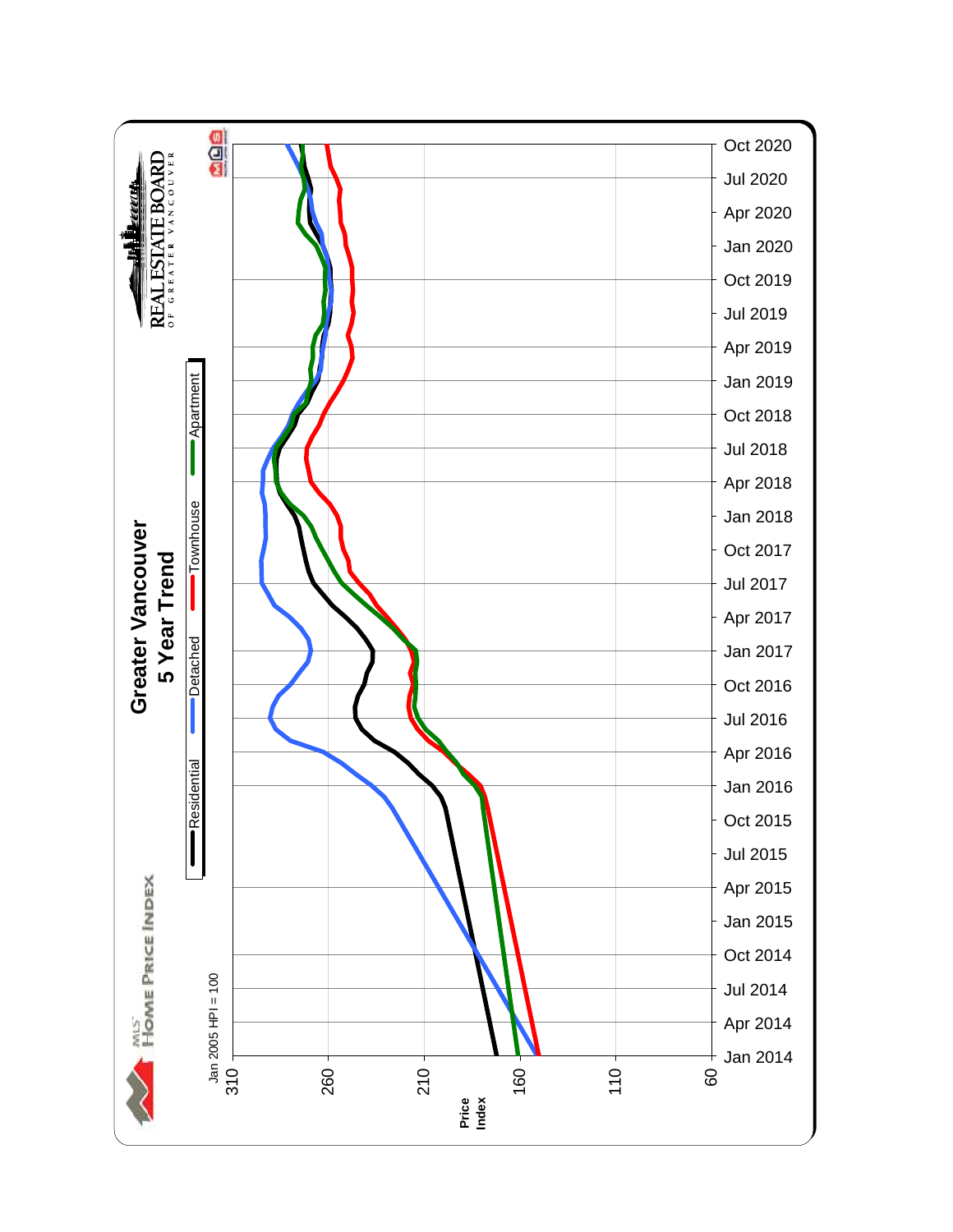# Greater Vancouver

## 5 Year Trend

MLS® HOME PRICE INDEX

REAL ESTATE BOARD OF GREATER VANCOUVER

Residential | Detached | Townhouse | Apartment

Jan 2005 HPI = 100

Price Index: 310, 260, 210, 160, 110, 60

Jan 2014, Apr 2014, Jul 2014, Oct 2014, Jan 2015, Apr 2015, Jul 2015, Oct 2015, Jan 2016, Apr 2016, Jul 2016, Oct 2016, Jan 2017, Apr 2017, Jul 2017, Oct 2017, Jan 2018, Apr 2018, Jul 2018, Oct 2018, Jan 2019, Apr 2019, Jul 2019, Oct 2019, Jan 2020, Apr 2020, Jul 2020, Oct 2020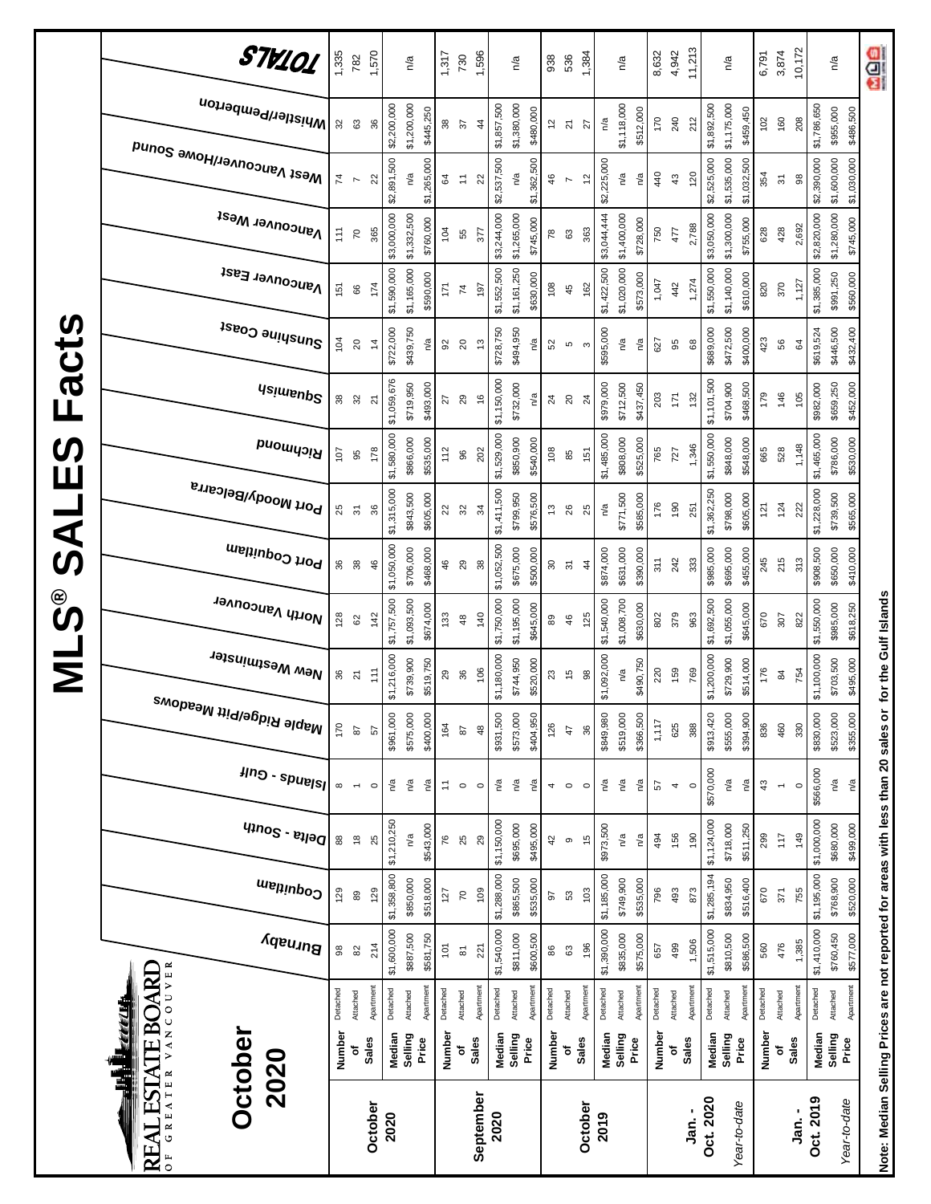# MLS® SALES Facts

REAL ESTATE BOARD OF GREATER VANCOUVER

## October 2020

| | | | Burnaby | Coquitlam | Delta - South | Islands - Gulf | Maple Ridge/Pitt Meadows | New Westminster | North Vancouver | Port Coquitlam | Port Moody/Belcarra | Richmond | Squamish | Sunshine Coast | Vancouver East | Vancouver West | West Vancouver/Howe Sound | Whistler/Pemberton | TOTALS |
|---|---|---|---|---|---|---|---|---|---|---|---|---|---|---|---|---|---|---|---|
| **October 2020** | Number of Sales | Detached | 98 | 129 | 88 | 8 | 170 | 36 | 128 | 36 | 25 | 107 | 38 | 104 | 151 | 111 | 74 | 32 | 1,335 |
| | | Attached | 82 | 89 | 18 | 1 | 87 | 21 | 62 | 38 | 31 | 95 | 32 | 20 | 66 | 70 | 7 | 63 | 782 |
| | | Apartment | 214 | 129 | 25 | 0 | 57 | 111 | 142 | 46 | 36 | 178 | 21 | 14 | 174 | 365 | 22 | 36 | 1,570 |
| | Median Selling Price | Detached | $1,600,000 | $1,358,800 | $1,210,250 | n/a | $961,000 | $1,216,000 | $1,757,500 | $1,050,000 | $1,315,000 | $1,580,000 | $1,059,676 | $722,000 | $1,590,000 | $3,000,000 | $2,891,500 | $2,200,000 | n/a |
| | | Attached | $887,500 | $850,000 | n/a | n/a | $575,000 | $739,900 | $1,093,500 | $706,000 | $843,500 | $866,000 | $719,950 | $439,750 | $1,165,000 | $1,332,500 | n/a | $1,200,000 | |
| | | Apartment | $581,750 | $518,000 | $543,000 | n/a | $400,000 | $519,750 | $674,000 | $468,000 | $605,000 | $535,000 | $493,000 | n/a | $590,000 | $760,000 | $1,265,000 | $445,250 | |
| **September 2020** | Number of Sales | Detached | 101 | 127 | 76 | 11 | 164 | 29 | 133 | 46 | 22 | 112 | 27 | 92 | 171 | 104 | 64 | 38 | 1,317 |
| | | Attached | 81 | 70 | 25 | 0 | 87 | 36 | 48 | 29 | 32 | 96 | 29 | 20 | 74 | 55 | 11 | 37 | 730 |
| | | Apartment | 221 | 109 | 29 | 0 | 48 | 106 | 140 | 38 | 34 | 202 | 16 | 13 | 197 | 377 | 22 | 44 | 1,596 |
| | Median Selling Price | Detached | $1,540,000 | $1,288,000 | $1,150,000 | n/a | $931,500 | $1,180,000 | $1,750,000 | $1,052,500 | $1,411,500 | $1,529,000 | $1,150,000 | $728,750 | $1,552,500 | $3,244,000 | $2,537,500 | $1,857,500 | n/a |
| | | Attached | $811,000 | $865,500 | $695,000 | n/a | $573,000 | $744,950 | $1,195,000 | $675,000 | $799,950 | $850,900 | $732,000 | $494,950 | $1,161,250 | $1,265,000 | n/a | $1,380,000 | |
| | | Apartment | $600,500 | $535,000 | $495,000 | n/a | $404,950 | $520,000 | $645,000 | $500,000 | $576,500 | $540,000 | n/a | n/a | $630,000 | $745,000 | $1,362,500 | $480,000 | |
| **October 2019** | Number of Sales | Detached | 86 | 97 | 42 | 4 | 126 | 23 | 89 | 30 | 13 | 108 | 24 | 52 | 108 | 78 | 46 | 12 | 938 |
| | | Attached | 63 | 53 | 9 | 0 | 47 | 15 | 46 | 31 | 26 | 85 | 20 | 5 | 45 | 63 | 7 | 21 | 536 |
| | | Apartment | 196 | 103 | 15 | 0 | 36 | 98 | 125 | 44 | 25 | 151 | 24 | 3 | 162 | 363 | 12 | 27 | 1,384 |
| | Median Selling Price | Detached | $1,390,000 | $1,185,000 | $973,500 | n/a | $849,980 | $1,092,000 | $1,540,000 | $874,000 | n/a | $1,485,000 | $979,000 | $595,000 | $1,422,500 | $3,044,444 | $2,225,000 | n/a | n/a |
| | | Attached | $835,000 | $749,900 | n/a | n/a | $519,000 | n/a | $1,008,700 | $631,000 | $771,500 | $808,000 | $712,500 | n/a | $1,020,000 | $1,400,000 | n/a | $1,118,000 | |
| | | Apartment | $575,000 | $535,000 | n/a | n/a | $366,500 | $490,750 | $630,000 | $390,000 | $585,000 | $525,000 | $437,450 | n/a | $573,000 | $728,000 | n/a | $512,000 | |
| **Jan. - Oct. 2020** | Number of Sales | Detached | 657 | 796 | 494 | 57 | 1,117 | 220 | 802 | 311 | 176 | 765 | 203 | 627 | 1,047 | 750 | 440 | 170 | 8,632 |
| | | Attached | 499 | 493 | 156 | 4 | 625 | 159 | 379 | 242 | 190 | 727 | 171 | 95 | 442 | 477 | 43 | 240 | 4,942 |
| | | Apartment | 1,506 | 873 | 190 | 0 | 388 | 769 | 963 | 333 | 251 | 1,346 | 132 | 68 | 1,274 | 2,788 | 120 | 212 | 11,213 |
| *Year-to-date* | Median Selling Price | Detached | $1,515,000 | $1,285,194 | $1,124,000 | $570,000 | $913,420 | $1,200,000 | $1,692,500 | $985,000 | $1,362,250 | $1,550,000 | $1,101,500 | $689,000 | $1,550,000 | $3,050,000 | $2,525,000 | $1,892,500 | n/a |
| | | Attached | $810,500 | $834,950 | $718,000 | n/a | $555,000 | $729,900 | $1,055,000 | $695,000 | $798,000 | $848,000 | $704,900 | $472,500 | $1,140,000 | $1,300,000 | $1,535,000 | $1,175,000 | |
| | | Apartment | $586,500 | $516,400 | $511,250 | n/a | $394,900 | $514,000 | $645,000 | $455,000 | $605,000 | $548,000 | $468,500 | $400,000 | $610,000 | $755,000 | $1,032,500 | $459,450 | |
| **Jan. - Oct. 2019** | Number of Sales | Detached | 560 | 670 | 299 | 43 | 836 | 176 | 670 | 245 | 121 | 665 | 179 | 423 | 820 | 628 | 354 | 102 | 6,791 |
| | | Attached | 476 | 371 | 117 | 1 | 460 | 84 | 307 | 215 | 124 | 528 | 146 | 56 | 370 | 428 | 31 | 160 | 3,874 |
| | | Apartment | 1,385 | 755 | 149 | 0 | 330 | 754 | 822 | 313 | 222 | 1,148 | 105 | 64 | 1,127 | 2,692 | 98 | 208 | 10,172 |
| *Year-to-date* | Median Selling Price | Detached | $1,410,000 | $1,195,000 | $1,000,000 | $566,000 | $830,000 | $1,100,000 | $1,550,000 | $908,500 | $1,228,000 | $1,465,000 | $982,000 | $619,524 | $1,385,000 | $2,820,000 | $2,390,000 | $1,786,650 | n/a |
| | | Attached | $760,450 | $769,900 | $680,000 | n/a | $523,000 | $703,500 | $985,000 | $650,000 | $739,500 | $786,000 | $659,250 | $446,500 | $991,250 | $1,280,000 | $1,600,000 | $955,000 | |
| | | Apartment | $577,000 | $520,000 | $499,000 | n/a | $355,000 | $495,000 | $618,250 | $410,000 | $565,000 | $530,000 | $452,000 | $432,400 | $560,000 | $745,000 | $1,030,000 | $486,500 | |

**Note: Median Selling Prices are not reported for areas with less than 20 sales or for the Gulf Islands**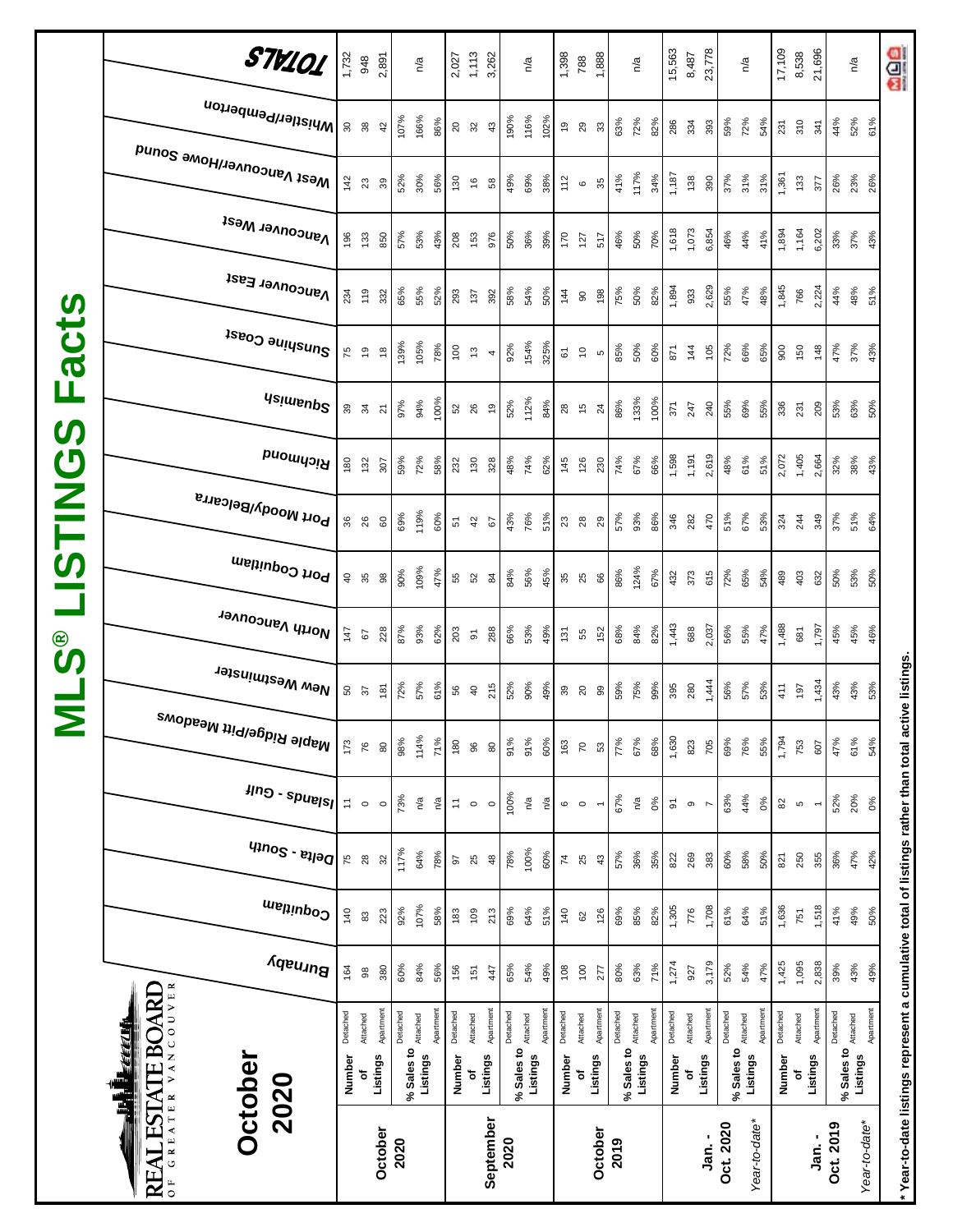# MLS® LISTINGS Facts

**REAL ESTATE BOARD OF GREATER VANCOUVER**

## October 2020

| | | | Burnaby | Coquitlam | Delta - South | Islands - Gulf | Maple Ridge/Pitt Meadows | New Westminster | North Vancouver | Port Coquitlam | Port Moody/Belcarra | Richmond | Squamish | Sunshine Coast | Vancouver East | Vancouver West | West Vancouver/Howe Sound | Whistler/Pemberton | TOTALS |
|---|---|---|---|---|---|---|---|---|---|---|---|---|---|---|---|---|---|---|---|
| **October 2020** | Number of Listings | Detached | 164 | 140 | 75 | 11 | 173 | 50 | 147 | 40 | 36 | 180 | 39 | 75 | 234 | 196 | 142 | 30 | 1,732 |
| | | Attached | 98 | 83 | 28 | 0 | 76 | 37 | 67 | 35 | 26 | 132 | 34 | 19 | 119 | 133 | 23 | 38 | 948 |
| | | Apartment | 380 | 223 | 32 | 0 | 80 | 181 | 228 | 98 | 60 | 307 | 21 | 18 | 332 | 850 | 39 | 42 | 2,891 |
| | % Sales to Listings | Detached | 60% | 92% | 117% | 73% | 98% | 72% | 87% | 90% | 69% | 59% | 97% | 139% | 65% | 57% | 52% | 107% | n/a |
| | | Attached | 84% | 107% | 64% | n/a | 114% | 57% | 93% | 109% | 119% | 72% | 94% | 105% | 55% | 53% | 30% | 166% | |
| | | Apartment | 56% | 58% | 78% | n/a | 71% | 61% | 62% | 47% | 60% | 58% | 100% | 78% | 52% | 43% | 56% | 86% | |
| **September 2020** | Number of Listings | Detached | 156 | 183 | 97 | 11 | 180 | 56 | 203 | 55 | 51 | 232 | 52 | 100 | 293 | 208 | 130 | 20 | 2,027 |
| | | Attached | 151 | 109 | 25 | 0 | 96 | 40 | 91 | 52 | 42 | 130 | 26 | 13 | 137 | 153 | 16 | 32 | 1,113 |
| | | Apartment | 447 | 213 | 48 | 0 | 80 | 215 | 288 | 84 | 67 | 328 | 19 | 4 | 392 | 976 | 58 | 43 | 3,262 |
| | % Sales to Listings | Detached | 65% | 69% | 78% | 100% | 91% | 52% | 66% | 84% | 43% | 48% | 52% | 92% | 58% | 50% | 49% | 190% | n/a |
| | | Attached | 54% | 64% | 100% | n/a | 91% | 90% | 53% | 56% | 76% | 74% | 112% | 154% | 54% | 36% | 69% | 116% | |
| | | Apartment | 49% | 51% | 60% | n/a | 60% | 49% | 49% | 45% | 51% | 62% | 84% | 325% | 50% | 39% | 38% | 102% | |
| **October 2019** | Number of Listings | Detached | 108 | 140 | 74 | 6 | 163 | 39 | 131 | 35 | 23 | 145 | 28 | 61 | 144 | 170 | 112 | 19 | 1,398 |
| | | Attached | 100 | 62 | 25 | 0 | 70 | 20 | 55 | 25 | 28 | 126 | 15 | 10 | 90 | 127 | 6 | 29 | 788 |
| | | Apartment | 277 | 126 | 43 | 1 | 53 | 99 | 152 | 66 | 29 | 230 | 24 | 5 | 198 | 517 | 35 | 33 | 1,888 |
| | % Sales to Listings | Detached | 80% | 69% | 57% | 67% | 77% | 59% | 68% | 86% | 57% | 74% | 86% | 85% | 75% | 46% | 41% | 63% | n/a |
| | | Attached | 63% | 85% | 36% | n/a | 67% | 75% | 84% | 124% | 93% | 67% | 133% | 50% | 50% | 50% | 117% | 72% | |
| | | Apartment | 71% | 82% | 35% | 0% | 68% | 99% | 82% | 67% | 86% | 66% | 100% | 60% | 82% | 70% | 34% | 82% | |
| **Jan. - Oct. 2020** | Number of Listings | Detached | 1,274 | 1,305 | 822 | 91 | 1,630 | 395 | 1,443 | 432 | 346 | 1,598 | 371 | 871 | 1,894 | 1,618 | 1,187 | 286 | 15,563 |
| | | Attached | 927 | 776 | 269 | 9 | 823 | 280 | 688 | 373 | 282 | 1,191 | 247 | 144 | 933 | 1,073 | 138 | 334 | 8,487 |
| | | Apartment | 3,179 | 1,708 | 383 | 7 | 705 | 1,444 | 2,037 | 615 | 470 | 2,619 | 240 | 105 | 2,629 | 6,854 | 390 | 393 | 23,778 |
| *Year-to-date** | % Sales to Listings | Detached | 52% | 61% | 60% | 63% | 69% | 56% | 56% | 72% | 51% | 48% | 55% | 72% | 55% | 46% | 37% | 59% | n/a |
| | | Attached | 54% | 64% | 58% | 44% | 76% | 57% | 55% | 65% | 67% | 61% | 69% | 66% | 47% | 44% | 31% | 72% | |
| | | Apartment | 47% | 51% | 50% | 0% | 55% | 53% | 47% | 54% | 53% | 51% | 55% | 65% | 48% | 41% | 31% | 54% | |
| **Jan. - Oct. 2019** | Number of Listings | Detached | 1,425 | 1,636 | 821 | 82 | 1,794 | 411 | 1,488 | 489 | 324 | 2,072 | 336 | 900 | 1,845 | 1,894 | 1,361 | 231 | 17,109 |
| | | Attached | 1,095 | 751 | 250 | 5 | 753 | 197 | 681 | 403 | 244 | 1,405 | 231 | 150 | 766 | 1,164 | 133 | 310 | 8,538 |
| | | Apartment | 2,838 | 1,518 | 355 | 1 | 607 | 1,434 | 1,797 | 632 | 349 | 2,664 | 209 | 148 | 2,224 | 6,202 | 377 | 341 | 21,696 |
| *Year-to-date** | % Sales to Listings | Detached | 39% | 41% | 36% | 52% | 47% | 43% | 45% | 50% | 37% | 32% | 53% | 47% | 44% | 33% | 26% | 44% | n/a |
| | | Attached | 43% | 49% | 47% | 20% | 61% | 43% | 45% | 53% | 51% | 38% | 63% | 37% | 48% | 37% | 23% | 52% | |
| | | Apartment | 49% | 50% | 42% | 0% | 54% | 53% | 46% | 50% | 64% | 43% | 50% | 43% | 51% | 43% | 26% | 61% | |

**\* Year-to-date listings represent a cumulative total of listings rather than total active listings.**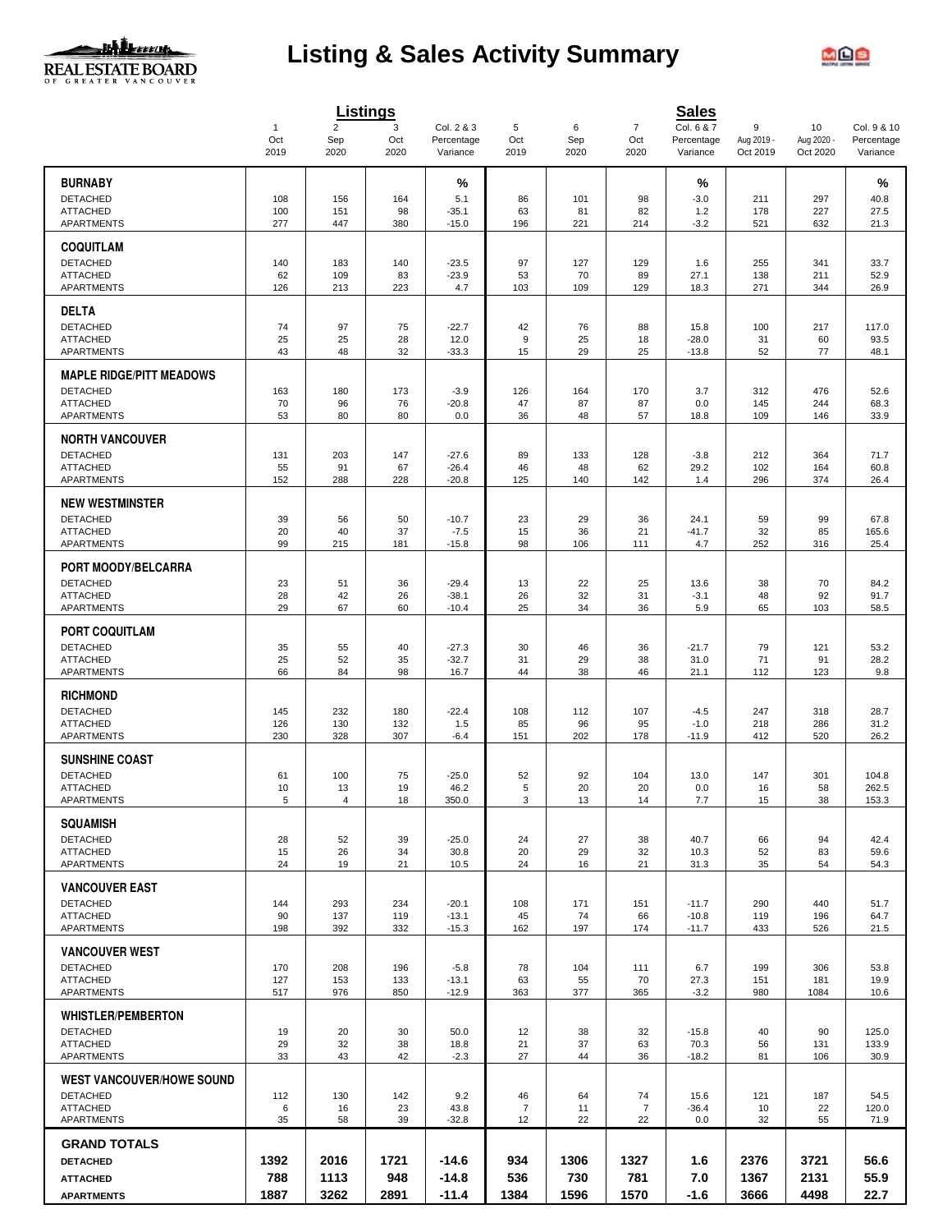# Listing & Sales Activity Summary

| | Listings | | | | Sales | | | | | |
|---|---|---|---|---|---|---|---|---|---|---|
| | 1 Oct 2019 | 2 Sep 2020 | 3 Oct 2020 | Col. 2 & 3 Percentage Variance | 5 Oct 2019 | 6 Sep 2020 | 7 Oct 2020 | Col. 6 & 7 Percentage Variance | 9 Aug 2019 - Oct 2019 | 10 Aug 2020 - Oct 2020 | Col. 9 & 10 Percentage Variance |
| **BURNABY** | | | | % | | | | % | | | % |
| DETACHED | 108 | 156 | 164 | 5.1 | 86 | 101 | 98 | -3.0 | 211 | 297 | 40.8 |
| ATTACHED | 100 | 151 | 98 | -35.1 | 63 | 81 | 82 | 1.2 | 178 | 227 | 27.5 |
| APARTMENTS | 277 | 447 | 380 | -15.0 | 196 | 221 | 214 | -3.2 | 521 | 632 | 21.3 |
| **COQUITLAM** | | | | | | | | | | | |
| DETACHED | 140 | 183 | 140 | -23.5 | 97 | 127 | 129 | 1.6 | 255 | 341 | 33.7 |
| ATTACHED | 62 | 109 | 83 | -23.9 | 53 | 70 | 89 | 27.1 | 138 | 211 | 52.9 |
| APARTMENTS | 126 | 213 | 223 | 4.7 | 103 | 109 | 129 | 18.3 | 271 | 344 | 26.9 |
| **DELTA** | | | | | | | | | | | |
| DETACHED | 74 | 97 | 75 | -22.7 | 42 | 76 | 88 | 15.8 | 100 | 217 | 117.0 |
| ATTACHED | 25 | 25 | 28 | 12.0 | 9 | 25 | 18 | -28.0 | 31 | 60 | 93.5 |
| APARTMENTS | 43 | 48 | 32 | -33.3 | 15 | 29 | 25 | -13.8 | 52 | 77 | 48.1 |
| **MAPLE RIDGE/PITT MEADOWS** | | | | | | | | | | | |
| DETACHED | 163 | 180 | 173 | -3.9 | 126 | 164 | 170 | 3.7 | 312 | 476 | 52.6 |
| ATTACHED | 70 | 96 | 76 | -20.8 | 47 | 87 | 87 | 0.0 | 145 | 244 | 68.3 |
| APARTMENTS | 53 | 80 | 80 | 0.0 | 36 | 48 | 57 | 18.8 | 109 | 146 | 33.9 |
| **NORTH VANCOUVER** | | | | | | | | | | | |
| DETACHED | 131 | 203 | 147 | -27.6 | 89 | 133 | 128 | -3.8 | 212 | 364 | 71.7 |
| ATTACHED | 55 | 91 | 67 | -26.4 | 46 | 48 | 62 | 29.2 | 102 | 164 | 60.8 |
| APARTMENTS | 152 | 288 | 228 | -20.8 | 125 | 140 | 142 | 1.4 | 296 | 374 | 26.4 |
| **NEW WESTMINSTER** | | | | | | | | | | | |
| DETACHED | 39 | 56 | 50 | -10.7 | 23 | 29 | 36 | 24.1 | 59 | 99 | 67.8 |
| ATTACHED | 20 | 40 | 37 | -7.5 | 15 | 36 | 21 | -41.7 | 32 | 85 | 165.6 |
| APARTMENTS | 99 | 215 | 181 | -15.8 | 98 | 106 | 111 | 4.7 | 252 | 316 | 25.4 |
| **PORT MOODY/BELCARRA** | | | | | | | | | | | |
| DETACHED | 23 | 51 | 36 | -29.4 | 13 | 22 | 25 | 13.6 | 38 | 70 | 84.2 |
| ATTACHED | 28 | 42 | 26 | -38.1 | 26 | 32 | 31 | -3.1 | 48 | 92 | 91.7 |
| APARTMENTS | 29 | 67 | 60 | -10.4 | 25 | 34 | 36 | 5.9 | 65 | 103 | 58.5 |
| **PORT COQUITLAM** | | | | | | | | | | | |
| DETACHED | 35 | 55 | 40 | -27.3 | 30 | 46 | 36 | -21.7 | 79 | 121 | 53.2 |
| ATTACHED | 25 | 52 | 35 | -32.7 | 31 | 29 | 38 | 31.0 | 71 | 91 | 28.2 |
| APARTMENTS | 66 | 84 | 98 | 16.7 | 44 | 38 | 46 | 21.1 | 112 | 123 | 9.8 |
| **RICHMOND** | | | | | | | | | | | |
| DETACHED | 145 | 232 | 180 | -22.4 | 108 | 112 | 107 | -4.5 | 247 | 318 | 28.7 |
| ATTACHED | 126 | 130 | 132 | 1.5 | 85 | 96 | 95 | -1.0 | 218 | 286 | 31.2 |
| APARTMENTS | 230 | 328 | 307 | -6.4 | 151 | 202 | 178 | -11.9 | 412 | 520 | 26.2 |
| **SUNSHINE COAST** | | | | | | | | | | | |
| DETACHED | 61 | 100 | 75 | -25.0 | 52 | 92 | 104 | 13.0 | 147 | 301 | 104.8 |
| ATTACHED | 10 | 13 | 19 | 46.2 | 5 | 20 | 20 | 0.0 | 16 | 58 | 262.5 |
| APARTMENTS | 5 | 4 | 18 | 350.0 | 3 | 13 | 14 | 7.7 | 15 | 38 | 153.3 |
| **SQUAMISH** | | | | | | | | | | | |
| DETACHED | 28 | 52 | 39 | -25.0 | 24 | 27 | 38 | 40.7 | 66 | 94 | 42.4 |
| ATTACHED | 15 | 26 | 34 | 30.8 | 20 | 29 | 32 | 10.3 | 52 | 83 | 59.6 |
| APARTMENTS | 24 | 19 | 21 | 10.5 | 24 | 16 | 21 | 31.3 | 35 | 54 | 54.3 |
| **VANCOUVER EAST** | | | | | | | | | | | |
| DETACHED | 144 | 293 | 234 | -20.1 | 108 | 171 | 151 | -11.7 | 290 | 440 | 51.7 |
| ATTACHED | 90 | 137 | 119 | -13.1 | 45 | 74 | 66 | -10.8 | 119 | 196 | 64.7 |
| APARTMENTS | 198 | 392 | 332 | -15.3 | 162 | 197 | 174 | -11.7 | 433 | 526 | 21.5 |
| **VANCOUVER WEST** | | | | | | | | | | | |
| DETACHED | 170 | 208 | 196 | -5.8 | 78 | 104 | 111 | 6.7 | 199 | 306 | 53.8 |
| ATTACHED | 127 | 153 | 133 | -13.1 | 63 | 55 | 70 | 27.3 | 151 | 181 | 19.9 |
| APARTMENTS | 517 | 976 | 850 | -12.9 | 363 | 377 | 365 | -3.2 | 980 | 1084 | 10.6 |
| **WHISTLER/PEMBERTON** | | | | | | | | | | | |
| DETACHED | 19 | 20 | 30 | 50.0 | 12 | 38 | 32 | -15.8 | 40 | 90 | 125.0 |
| ATTACHED | 29 | 32 | 38 | 18.8 | 21 | 37 | 63 | 70.3 | 56 | 131 | 133.9 |
| APARTMENTS | 33 | 43 | 42 | -2.3 | 27 | 44 | 36 | -18.2 | 81 | 106 | 30.9 |
| **WEST VANCOUVER/HOWE SOUND** | | | | | | | | | | | |
| DETACHED | 112 | 130 | 142 | 9.2 | 46 | 64 | 74 | 15.6 | 121 | 187 | 54.5 |
| ATTACHED | 6 | 16 | 23 | 43.8 | 7 | 11 | 7 | -36.4 | 10 | 22 | 120.0 |
| APARTMENTS | 35 | 58 | 39 | -32.8 | 12 | 22 | 22 | 0.0 | 32 | 55 | 71.9 |
| **GRAND TOTALS** | | | | | | | | | | | |
| **DETACHED** | **1392** | **2016** | **1721** | **-14.6** | **934** | **1306** | **1327** | **1.6** | **2376** | **3721** | **56.6** |
| **ATTACHED** | **788** | **1113** | **948** | **-14.8** | **536** | **730** | **781** | **7.0** | **1367** | **2131** | **55.9** |
| **APARTMENTS** | **1887** | **3262** | **2891** | **-11.4** | **1384** | **1596** | **1570** | **-1.6** | **3666** | **4498** | **22.7** |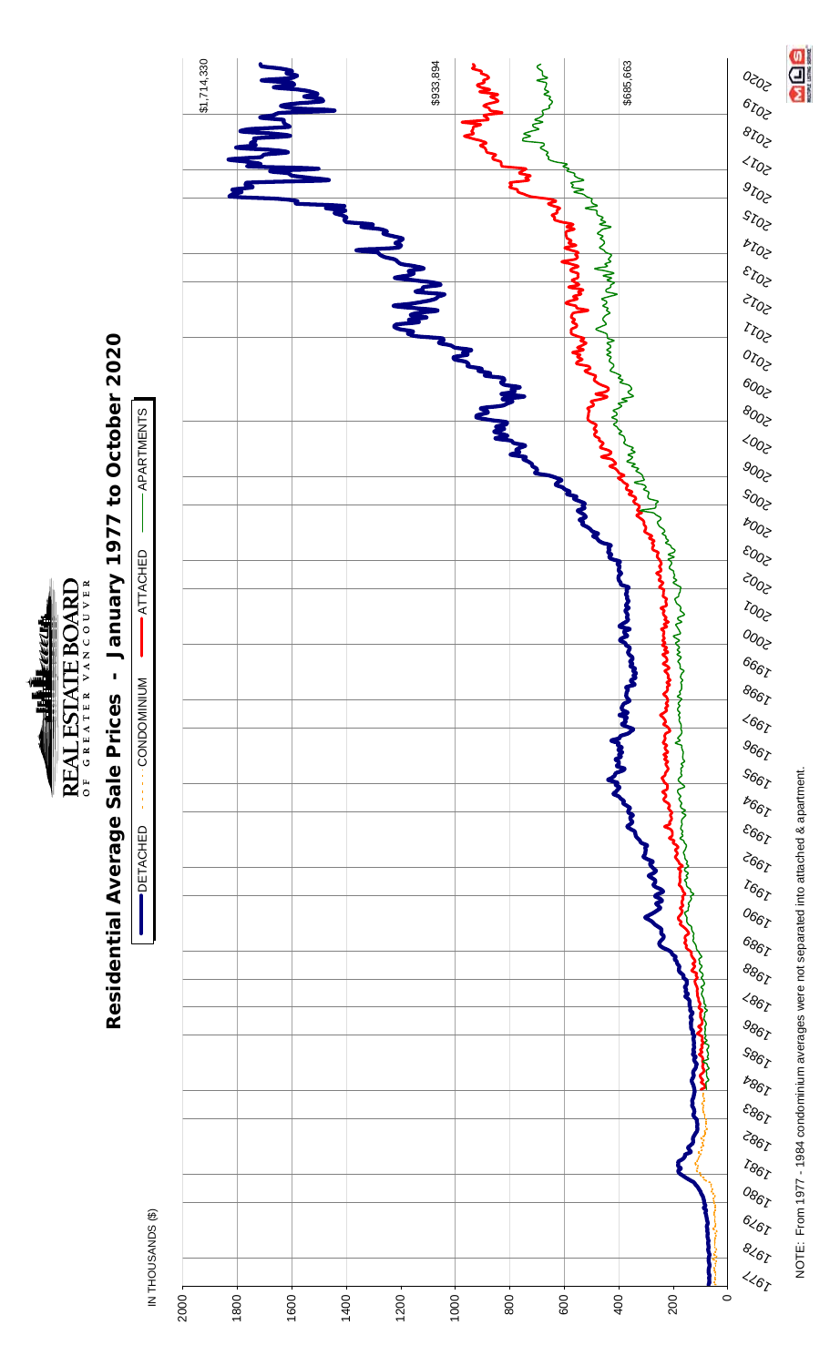REAL ESTATE BOARD OF GREATER VANCOUVER

# Residential Average Sale Prices - January 1977 to October 2020

DETACHED
CONDOMINIUM
ATTACHED
APARTMENTS

IN THOUSANDS ($)

2000
1800
1600
1400
1200
1000
800
600
400
200
0

1977 1978 1979 1980 1981 1982 1983 1984 1985 1986 1987 1988 1989 1990 1991 1992 1993 1994 1995 1996 1997 1998 1999 2000 2001 2002 2003 2004 2005 2006 2007 2008 2009 2010 2011 2012 2013 2014 2015 2016 2017 2018 2019 2020

$1,714,330

$933,894

$685,663

NOTE: From 1977 - 1984 condominium averages were not separated into attached & apartment.